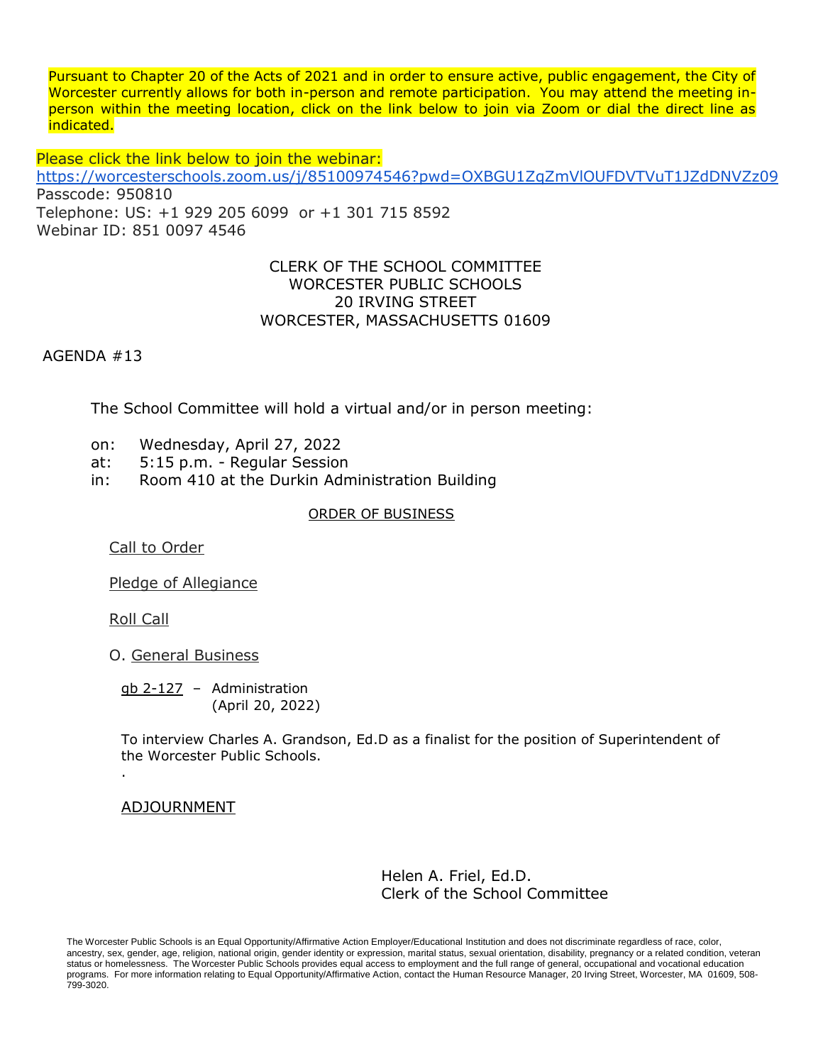Pursuant to Chapter 20 of the Acts of 2021 and in order to ensure active, public engagement, the City of Worcester currently allows for both in-person and remote participation. You may attend the meeting in-person within the meeting location, click on the link below to join via Zoom or dial the direct line as indicated.

Please click the link below to join the webinar:
https://worcesterschools.zoom.us/j/85100974546?pwd=OXBGU1ZqZmVlOUFDVTVuT1JZdDNVZz09
Passcode: 950810
Telephone: US: +1 929 205 6099 or +1 301 715 8592
Webinar ID: 851 0097 4546

CLERK OF THE SCHOOL COMMITTEE
WORCESTER PUBLIC SCHOOLS
20 IRVING STREET
WORCESTER, MASSACHUSETTS 01609

AGENDA #13

The School Committee will hold a virtual and/or in person meeting:

on: Wednesday, April 27, 2022
at: 5:15 p.m. - Regular Session
in: Room 410 at the Durkin Administration Building

ORDER OF BUSINESS

Call to Order

Pledge of Allegiance

Roll Call

O. General Business

gb 2-127 – Administration
(April 20, 2022)

To interview Charles A. Grandson, Ed.D as a finalist for the position of Superintendent of the Worcester Public Schools.

.

ADJOURNMENT

Helen A. Friel, Ed.D.
Clerk of the School Committee

The Worcester Public Schools is an Equal Opportunity/Affirmative Action Employer/Educational Institution and does not discriminate regardless of race, color, ancestry, sex, gender, age, religion, national origin, gender identity or expression, marital status, sexual orientation, disability, pregnancy or a related condition, veteran status or homelessness. The Worcester Public Schools provides equal access to employment and the full range of general, occupational and vocational education programs. For more information relating to Equal Opportunity/Affirmative Action, contact the Human Resource Manager, 20 Irving Street, Worcester, MA 01609, 508-799-3020.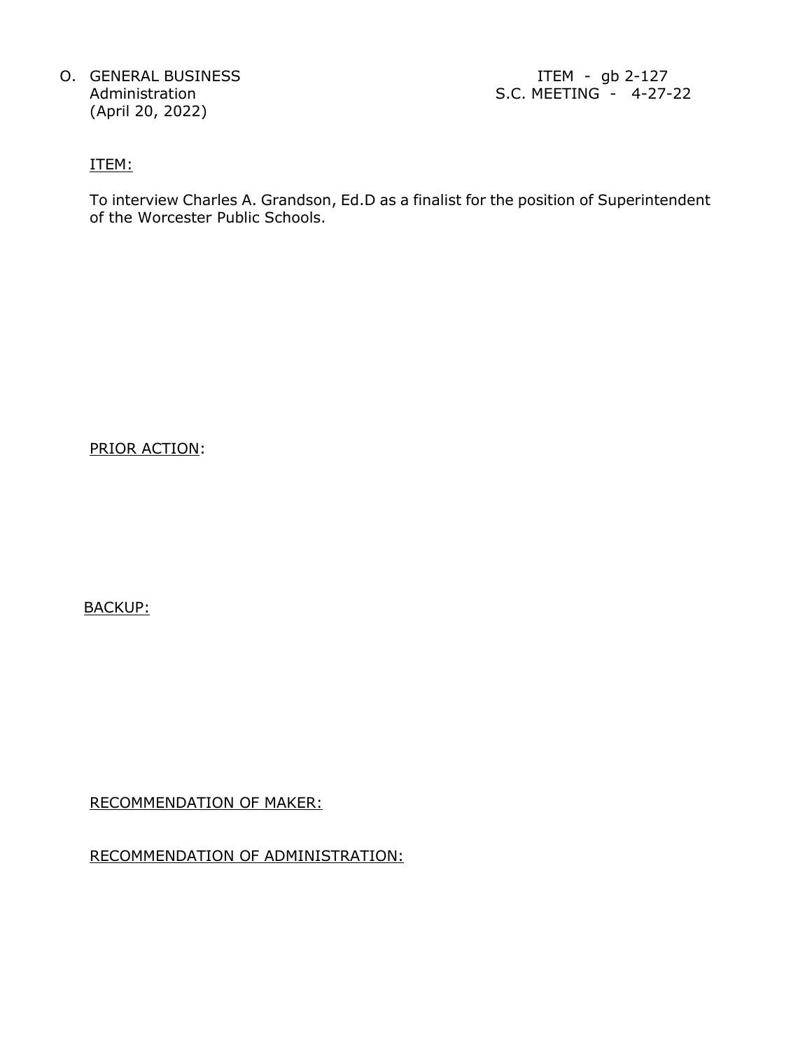O. GENERAL BUSINESS
Administration
(April 20, 2022)

ITEM - gb 2-127
S.C. MEETING - 4-27-22

ITEM:

To interview Charles A. Grandson, Ed.D as a finalist for the position of Superintendent of the Worcester Public Schools.

PRIOR ACTION:

BACKUP:

RECOMMENDATION OF MAKER:

RECOMMENDATION OF ADMINISTRATION: